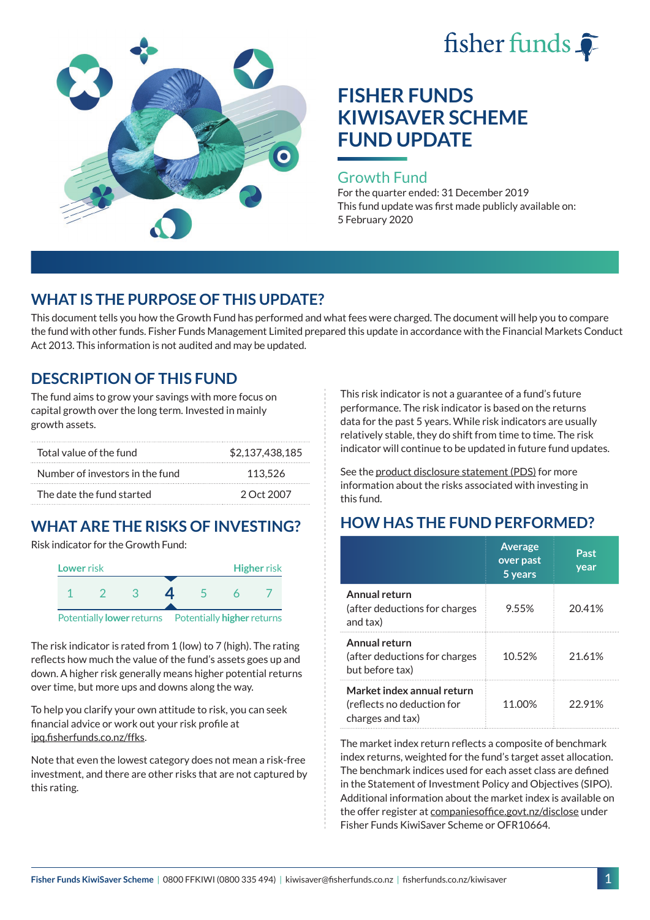fisher funds

# FISHER FUNDS KIWISAVER SCHEME FUND UPDATE

## Growth Fund

For the quarter ended: 31 December 2019
This fund update was first made publicly available on: 5 February 2020

## WHAT IS THE PURPOSE OF THIS UPDATE?

This document tells you how the Growth Fund has performed and what fees were charged. The document will help you to compare the fund with other funds. Fisher Funds Management Limited prepared this update in accordance with the Financial Markets Conduct Act 2013. This information is not audited and may be updated.

## DESCRIPTION OF THIS FUND

The fund aims to grow your savings with more focus on capital growth over the long term. Invested in mainly growth assets.

| | |
|---|---|
| Total value of the fund | $2,137,438,185 |
| Number of investors in the fund | 113,526 |
| The date the fund started | 2 Oct 2007 |

## WHAT ARE THE RISKS OF INVESTING?

Risk indicator for the Growth Fund:

| Lower risk | | | | | | Higher risk |
|---|---|---|---|---|---|---|
| 1 | 2 | 3 | **4** | 5 | 6 | 7 |

Potentially **lower** returns — Potentially **higher** returns

The risk indicator is rated from 1 (low) to 7 (high). The rating reflects how much the value of the fund's assets goes up and down. A higher risk generally means higher potential returns over time, but more ups and downs along the way.

To help you clarify your own attitude to risk, you can seek financial advice or work out your risk profile at ipq.fisherfunds.co.nz/ffks.

Note that even the lowest category does not mean a risk-free investment, and there are other risks that are not captured by this rating.

This risk indicator is not a guarantee of a fund's future performance. The risk indicator is based on the returns data for the past 5 years. While risk indicators are usually relatively stable, they do shift from time to time. The risk indicator will continue to be updated in future fund updates.

See the product disclosure statement (PDS) for more information about the risks associated with investing in this fund.

## HOW HAS THE FUND PERFORMED?

| | Average over past 5 years | Past year |
|---|---|---|
| **Annual return** (after deductions for charges and tax) | 9.55% | 20.41% |
| **Annual return** (after deductions for charges but before tax) | 10.52% | 21.61% |
| **Market index annual return** (reflects no deduction for charges and tax) | 11.00% | 22.91% |

The market index return reflects a composite of benchmark index returns, weighted for the fund's target asset allocation. The benchmark indices used for each asset class are defined in the Statement of Investment Policy and Objectives (SIPO). Additional information about the market index is available on the offer register at companiesoffice.govt.nz/disclose under Fisher Funds KiwiSaver Scheme or OFR10664.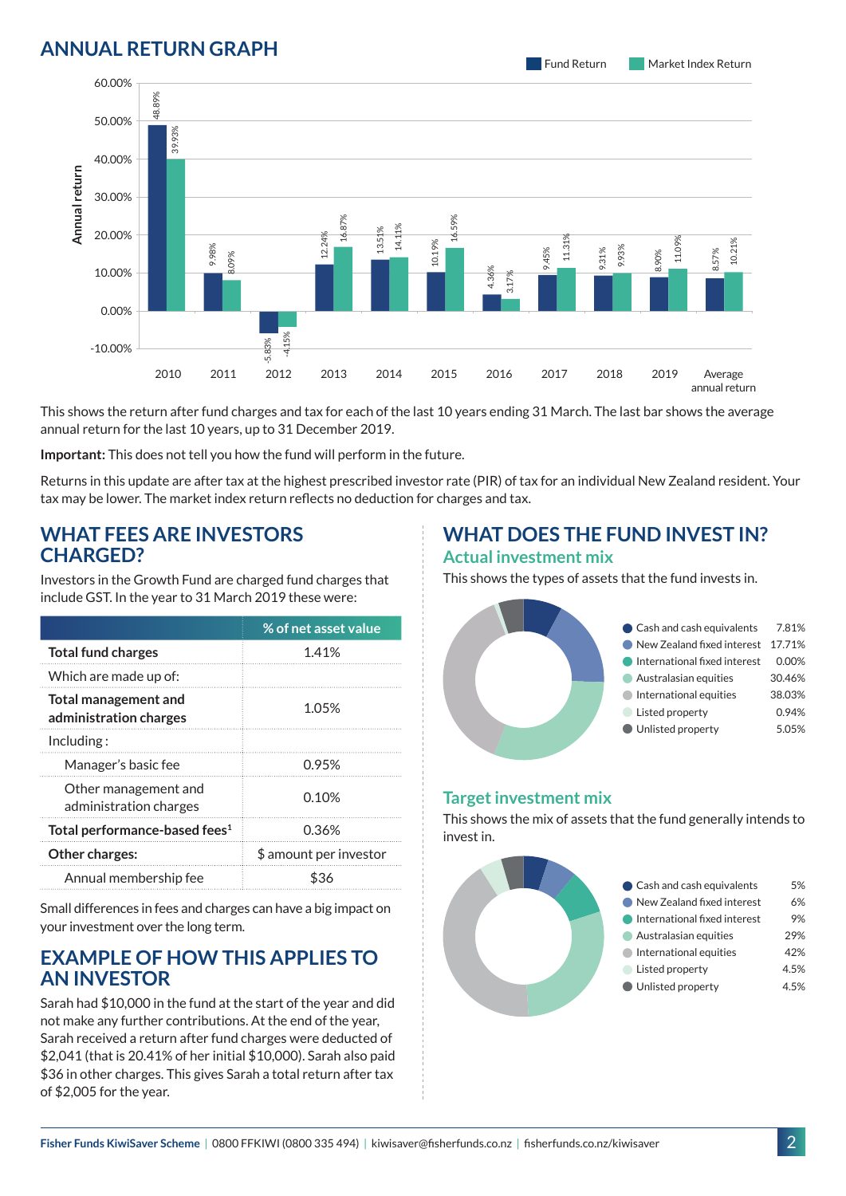## ANNUAL RETURN GRAPH

| Year | Fund Return | Market Index Return |
|---|---|---|
| 2010 | 48.89% | 39.93% |
| 2011 | 9.98% | 8.09% |
| 2012 | -5.83% | -4.15% |
| 2013 | 12.24% | 16.87% |
| 2014 | 13.51% | 14.11% |
| 2015 | 10.19% | 16.59% |
| 2016 | 4.36% | 3.17% |
| 2017 | 9.45% | 11.31% |
| 2018 | 9.31% | 9.93% |
| 2019 | 8.90% | 11.09% |
| Average annual return | 8.57% | 10.21% |

This shows the return after fund charges and tax for each of the last 10 years ending 31 March. The last bar shows the average annual return for the last 10 years, up to 31 December 2019.

**Important:** This does not tell you how the fund will perform in the future.

Returns in this update are after tax at the highest prescribed investor rate (PIR) of tax for an individual New Zealand resident. Your tax may be lower. The market index return reflects no deduction for charges and tax.

## WHAT FEES ARE INVESTORS CHARGED?

Investors in the Growth Fund are charged fund charges that include GST. In the year to 31 March 2019 these were:

| | % of net asset value |
|---|---|
| **Total fund charges** | 1.41% |
| Which are made up of: | |
| **Total management and administration charges** | 1.05% |
| Including : | |
| Manager's basic fee | 0.95% |
| Other management and administration charges | 0.10% |
| **Total performance-based fees**[1] | 0.36% |
| **Other charges:** | $ amount per investor |
| Annual membership fee | $36 |

Small differences in fees and charges can have a big impact on your investment over the long term.

## EXAMPLE OF HOW THIS APPLIES TO AN INVESTOR

Sarah had $10,000 in the fund at the start of the year and did not make any further contributions. At the end of the year, Sarah received a return after fund charges were deducted of $2,041 (that is 20.41% of her initial $10,000). Sarah also paid $36 in other charges. This gives Sarah a total return after tax of $2,005 for the year.

## WHAT DOES THE FUND INVEST IN?

### Actual investment mix

This shows the types of assets that the fund invests in.

| Asset | % |
|---|---|
| Cash and cash equivalents | 7.81% |
| New Zealand fixed interest | 17.71% |
| International fixed interest | 0.00% |
| Australasian equities | 30.46% |
| International equities | 38.03% |
| Listed property | 0.94% |
| Unlisted property | 5.05% |

### Target investment mix

This shows the mix of assets that the fund generally intends to invest in.

| Asset | % |
|---|---|
| Cash and cash equivalents | 5% |
| New Zealand fixed interest | 6% |
| International fixed interest | 9% |
| Australasian equities | 29% |
| International equities | 42% |
| Listed property | 4.5% |
| Unlisted property | 4.5% |

Fisher Funds KiwiSaver Scheme | 0800 FFKIWI (0800 335 494) | kiwisaver@fisherfunds.co.nz | fisherfunds.co.nz/kiwisaver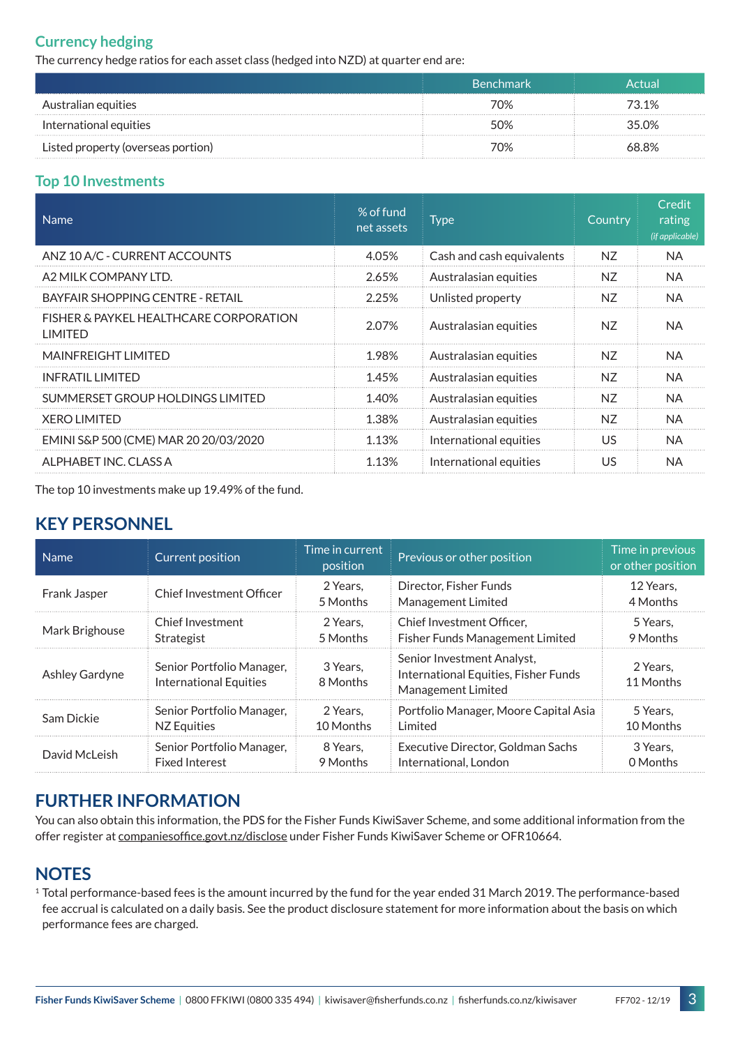## Currency hedging

The currency hedge ratios for each asset class (hedged into NZD) at quarter end are:

| | Benchmark | Actual |
|---|---|---|
| Australian equities | 70% | 73.1% |
| International equities | 50% | 35.0% |
| Listed property (overseas portion) | 70% | 68.8% |

## Top 10 Investments

| Name | % of fund net assets | Type | Country | Credit rating *(if applicable)* |
|---|---|---|---|---|
| ANZ 10 A/C - CURRENT ACCOUNTS | 4.05% | Cash and cash equivalents | NZ | NA |
| A2 MILK COMPANY LTD. | 2.65% | Australasian equities | NZ | NA |
| BAYFAIR SHOPPING CENTRE - RETAIL | 2.25% | Unlisted property | NZ | NA |
| FISHER & PAYKEL HEALTHCARE CORPORATION LIMITED | 2.07% | Australasian equities | NZ | NA |
| MAINFREIGHT LIMITED | 1.98% | Australasian equities | NZ | NA |
| INFRATIL LIMITED | 1.45% | Australasian equities | NZ | NA |
| SUMMERSET GROUP HOLDINGS LIMITED | 1.40% | Australasian equities | NZ | NA |
| XERO LIMITED | 1.38% | Australasian equities | NZ | NA |
| EMINI S&P 500 (CME) MAR 20 20/03/2020 | 1.13% | International equities | US | NA |
| ALPHABET INC. CLASS A | 1.13% | International equities | US | NA |

The top 10 investments make up 19.49% of the fund.

## KEY PERSONNEL

| Name | Current position | Time in current position | Previous or other position | Time in previous or other position |
|---|---|---|---|---|
| Frank Jasper | Chief Investment Officer | 2 Years, 5 Months | Director, Fisher Funds Management Limited | 12 Years, 4 Months |
| Mark Brighouse | Chief Investment Strategist | 2 Years, 5 Months | Chief Investment Officer, Fisher Funds Management Limited | 5 Years, 9 Months |
| Ashley Gardyne | Senior Portfolio Manager, International Equities | 3 Years, 8 Months | Senior Investment Analyst, International Equities, Fisher Funds Management Limited | 2 Years, 11 Months |
| Sam Dickie | Senior Portfolio Manager, NZ Equities | 2 Years, 10 Months | Portfolio Manager, Moore Capital Asia Limited | 5 Years, 10 Months |
| David McLeish | Senior Portfolio Manager, Fixed Interest | 8 Years, 9 Months | Executive Director, Goldman Sachs International, London | 3 Years, 0 Months |

## FURTHER INFORMATION

You can also obtain this information, the PDS for the Fisher Funds KiwiSaver Scheme, and some additional information from the offer register at companiesoffice.govt.nz/disclose under Fisher Funds KiwiSaver Scheme or OFR10664.

## NOTES

[1] Total performance-based fees is the amount incurred by the fund for the year ended 31 March 2019. The performance-based fee accrual is calculated on a daily basis. See the product disclosure statement for more information about the basis on which performance fees are charged.